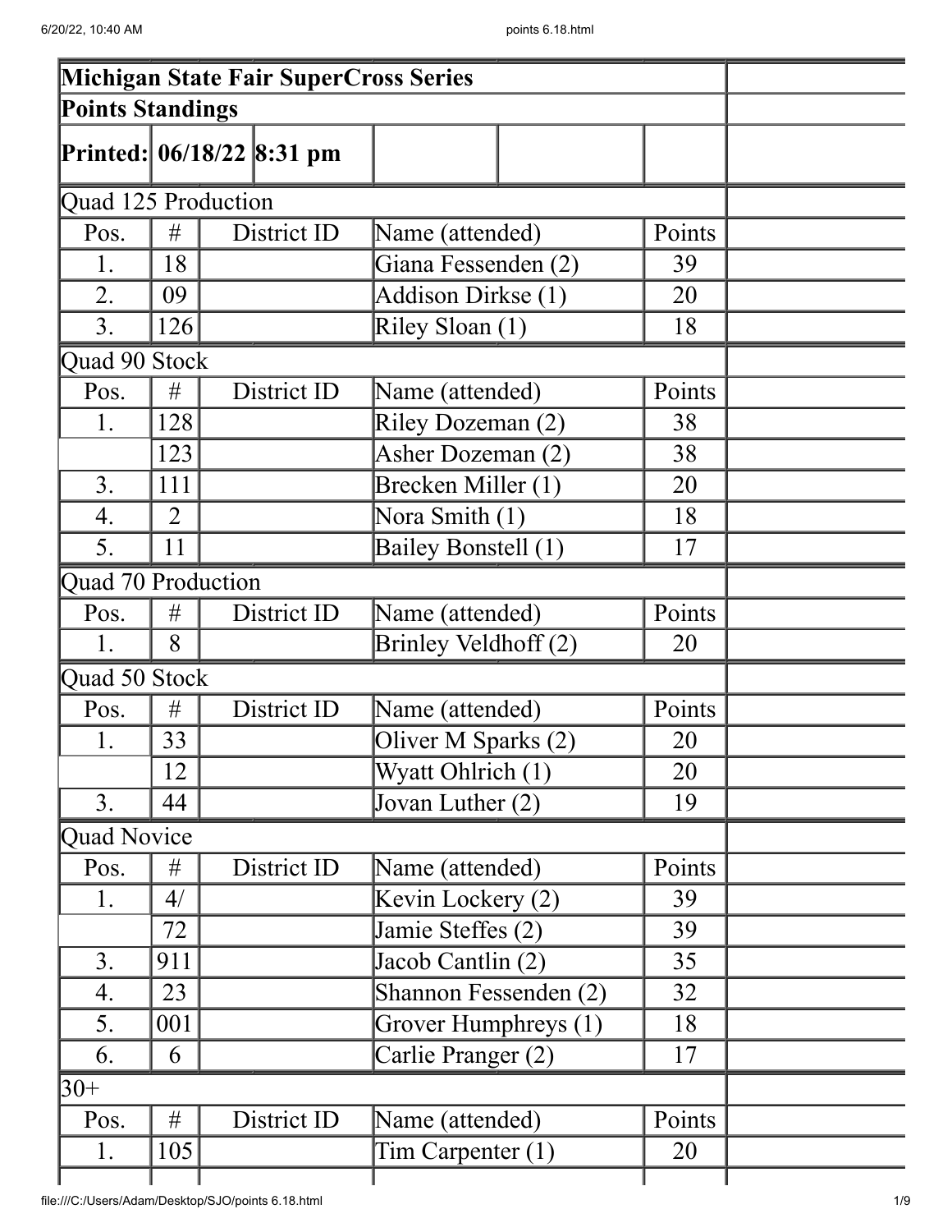# Michigan State Fair SuperCross Series

## Points Standings

**Printed: 06/18/22 8:31 pm**

### Quad 125 Production

| Pos. | # | District ID | Name (attended) | Points |
|---|---|---|---|---|
| 1. | 18 | | Giana Fessenden (2) | 39 |
| 2. | 09 | | Addison Dirkse (1) | 20 |
| 3. | 126 | | Riley Sloan (1) | 18 |

### Quad 90 Stock

| Pos. | # | District ID | Name (attended) | Points |
|---|---|---|---|---|
| 1. | 128 | | Riley Dozeman (2) | 38 |
| | 123 | | Asher Dozeman (2) | 38 |
| 3. | 111 | | Brecken Miller (1) | 20 |
| 4. | 2 | | Nora Smith (1) | 18 |
| 5. | 11 | | Bailey Bonstell (1) | 17 |

### Quad 70 Production

| Pos. | # | District ID | Name (attended) | Points |
|---|---|---|---|---|
| 1. | 8 | | Brinley Veldhoff (2) | 20 |

### Quad 50 Stock

| Pos. | # | District ID | Name (attended) | Points |
|---|---|---|---|---|
| 1. | 33 | | Oliver M Sparks (2) | 20 |
| | 12 | | Wyatt Ohlrich (1) | 20 |
| 3. | 44 | | Jovan Luther (2) | 19 |

### Quad Novice

| Pos. | # | District ID | Name (attended) | Points |
|---|---|---|---|---|
| 1. | 4/ | | Kevin Lockery (2) | 39 |
| | 72 | | Jamie Steffes (2) | 39 |
| 3. | 911 | | Jacob Cantlin (2) | 35 |
| 4. | 23 | | Shannon Fessenden (2) | 32 |
| 5. | 001 | | Grover Humphreys (1) | 18 |
| 6. | 6 | | Carlie Pranger (2) | 17 |

### 30+

| Pos. | # | District ID | Name (attended) | Points |
|---|---|---|---|---|
| 1. | 105 | | Tim Carpenter (1) | 20 |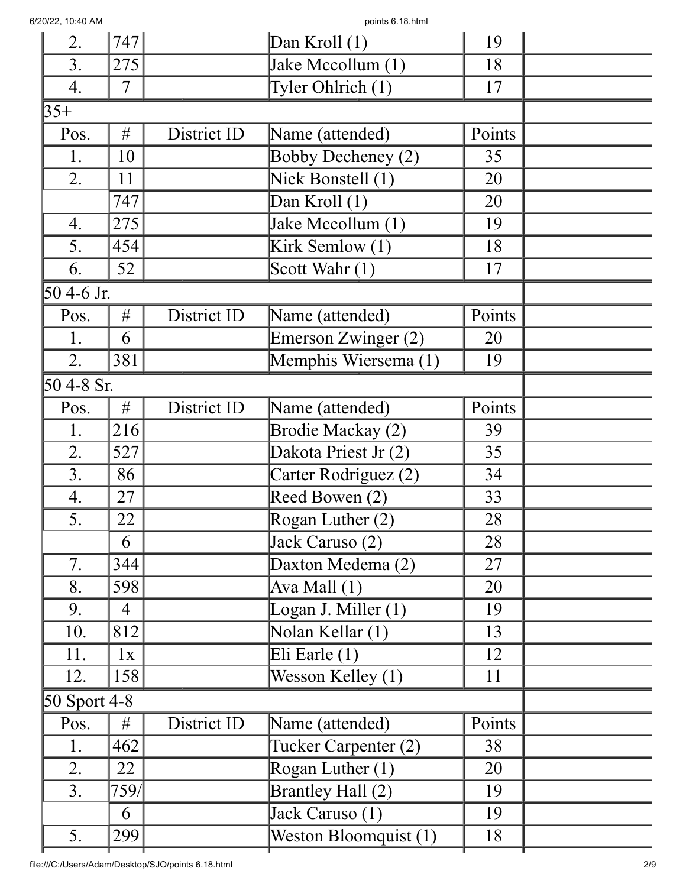| Pos. | # | District ID | Name (attended) | Points |
|---|---|---|---|---|
| 2. | 747 | | Dan Kroll (1) | 19 |
| 3. | 275 | | Jake Mccollum (1) | 18 |
| 4. | 7 | | Tyler Ohlrich (1) | 17 |

35+

| Pos. | # | District ID | Name (attended) | Points |
|---|---|---|---|---|
| 1. | 10 | | Bobby Decheney (2) | 35 |
| 2. | 11 | | Nick Bonstell (1) | 20 |
| | 747 | | Dan Kroll (1) | 20 |
| 4. | 275 | | Jake Mccollum (1) | 19 |
| 5. | 454 | | Kirk Semlow (1) | 18 |
| 6. | 52 | | Scott Wahr (1) | 17 |

50 4-6 Jr.

| Pos. | # | District ID | Name (attended) | Points |
|---|---|---|---|---|
| 1. | 6 | | Emerson Zwinger (2) | 20 |
| 2. | 381 | | Memphis Wiersema (1) | 19 |

50 4-8 Sr.

| Pos. | # | District ID | Name (attended) | Points |
|---|---|---|---|---|
| 1. | 216 | | Brodie Mackay (2) | 39 |
| 2. | 527 | | Dakota Priest Jr (2) | 35 |
| 3. | 86 | | Carter Rodriguez (2) | 34 |
| 4. | 27 | | Reed Bowen (2) | 33 |
| 5. | 22 | | Rogan Luther (2) | 28 |
| | 6 | | Jack Caruso (2) | 28 |
| 7. | 344 | | Daxton Medema (2) | 27 |
| 8. | 598 | | Ava Mall (1) | 20 |
| 9. | 4 | | Logan J. Miller (1) | 19 |
| 10. | 812 | | Nolan Kellar (1) | 13 |
| 11. | 1x | | Eli Earle (1) | 12 |
| 12. | 158 | | Wesson Kelley (1) | 11 |

50 Sport 4-8

| Pos. | # | District ID | Name (attended) | Points |
|---|---|---|---|---|
| 1. | 462 | | Tucker Carpenter (2) | 38 |
| 2. | 22 | | Rogan Luther (1) | 20 |
| 3. | 759/ | | Brantley Hall (2) | 19 |
| | 6 | | Jack Caruso (1) | 19 |
| 5. | 299 | | Weston Bloomquist (1) | 18 |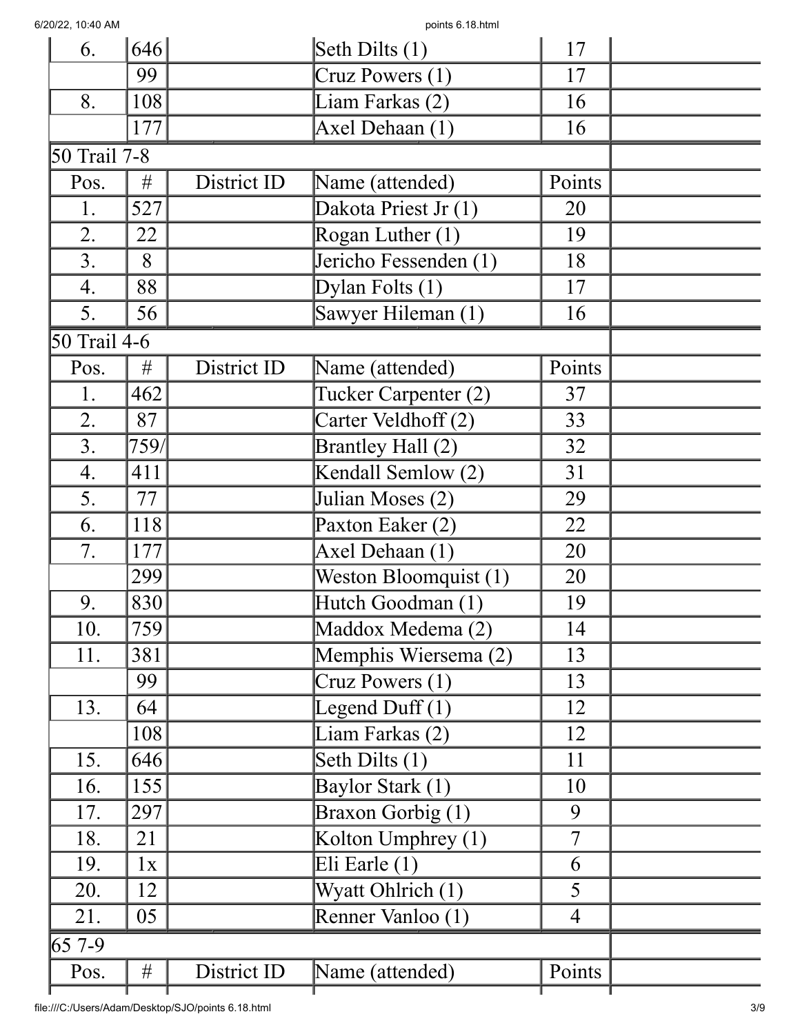| Pos. | # | District ID | Name (attended) | Points | |
|---|---|---|---|---|---|
| 6. | 646 | | Seth Dilts (1) | 17 | |
| | 99 | | Cruz Powers (1) | 17 | |
| 8. | 108 | | Liam Farkas (2) | 16 | |
| | 177 | | Axel Dehaan (1) | 16 | |

50 Trail 7-8

| Pos. | # | District ID | Name (attended) | Points | |
|---|---|---|---|---|---|
| 1. | 527 | | Dakota Priest Jr (1) | 20 | |
| 2. | 22 | | Rogan Luther (1) | 19 | |
| 3. | 8 | | Jericho Fessenden (1) | 18 | |
| 4. | 88 | | Dylan Folts (1) | 17 | |
| 5. | 56 | | Sawyer Hileman (1) | 16 | |

50 Trail 4-6

| Pos. | # | District ID | Name (attended) | Points | |
|---|---|---|---|---|---|
| 1. | 462 | | Tucker Carpenter (2) | 37 | |
| 2. | 87 | | Carter Veldhoff (2) | 33 | |
| 3. | 759/ | | Brantley Hall (2) | 32 | |
| 4. | 411 | | Kendall Semlow (2) | 31 | |
| 5. | 77 | | Julian Moses (2) | 29 | |
| 6. | 118 | | Paxton Eaker (2) | 22 | |
| 7. | 177 | | Axel Dehaan (1) | 20 | |
| | 299 | | Weston Bloomquist (1) | 20 | |
| 9. | 830 | | Hutch Goodman (1) | 19 | |
| 10. | 759 | | Maddox Medema (2) | 14 | |
| 11. | 381 | | Memphis Wiersema (2) | 13 | |
| | 99 | | Cruz Powers (1) | 13 | |
| 13. | 64 | | Legend Duff (1) | 12 | |
| | 108 | | Liam Farkas (2) | 12 | |
| 15. | 646 | | Seth Dilts (1) | 11 | |
| 16. | 155 | | Baylor Stark (1) | 10 | |
| 17. | 297 | | Braxon Gorbig (1) | 9 | |
| 18. | 21 | | Kolton Umphrey (1) | 7 | |
| 19. | 1x | | Eli Earle (1) | 6 | |
| 20. | 12 | | Wyatt Ohlrich (1) | 5 | |
| 21. | 05 | | Renner Vanloo (1) | 4 | |

65 7-9

| Pos. | # | District ID | Name (attended) | Points | |
|---|---|---|---|---|---|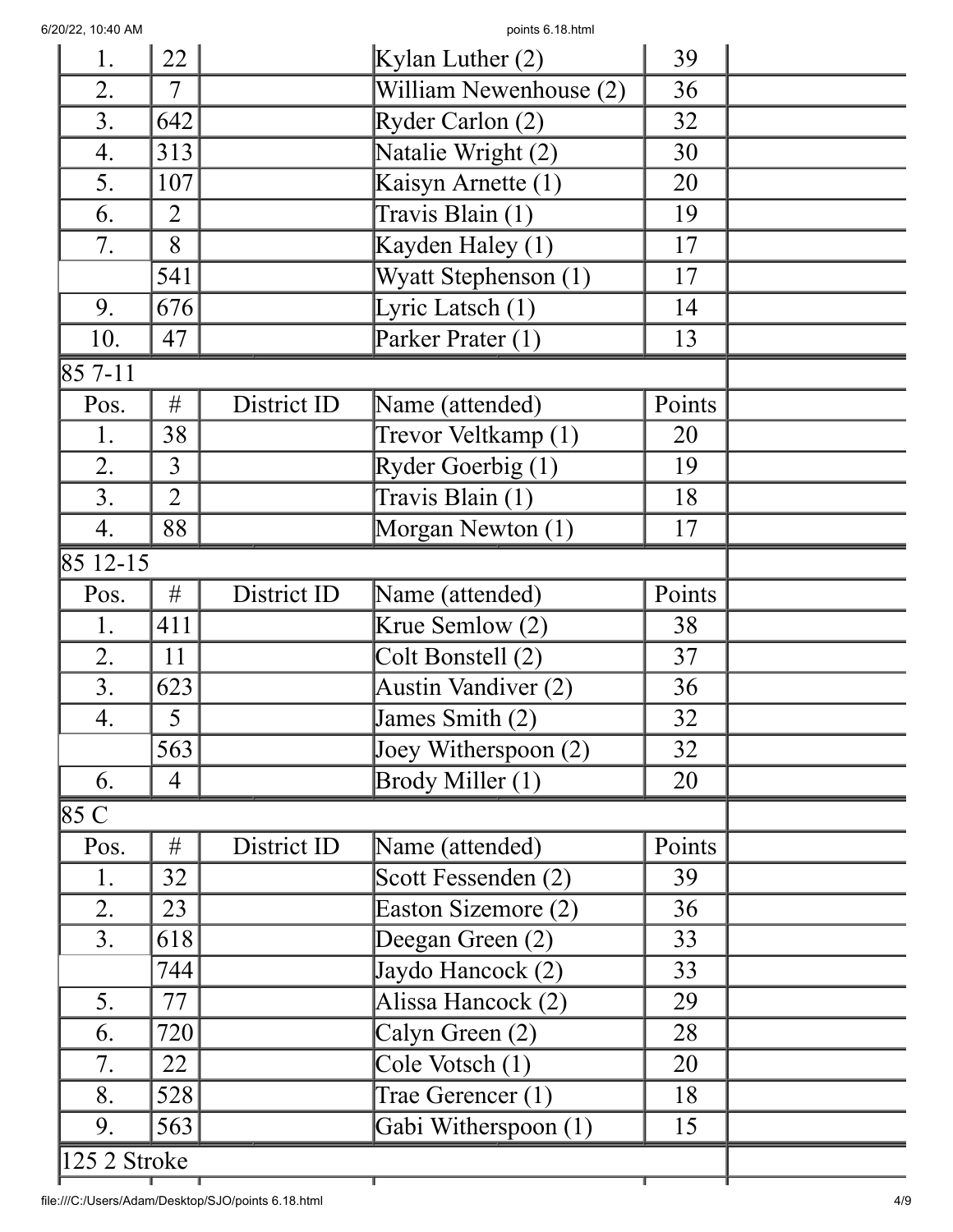| Pos. | # | District ID | Name (attended) | Points | |
|---|---|---|---|---|---|
| 1. | 22 | | Kylan Luther (2) | 39 | |
| 2. | 7 | | William Newenhouse (2) | 36 | |
| 3. | 642 | | Ryder Carlon (2) | 32 | |
| 4. | 313 | | Natalie Wright (2) | 30 | |
| 5. | 107 | | Kaisyn Arnette (1) | 20 | |
| 6. | 2 | | Travis Blain (1) | 19 | |
| 7. | 8 | | Kayden Haley (1) | 17 | |
| | 541 | | Wyatt Stephenson (1) | 17 | |
| 9. | 676 | | Lyric Latsch (1) | 14 | |
| 10. | 47 | | Parker Prater (1) | 13 | |

| 85 7-11 | | | | | |
|---|---|---|---|---|---|
| Pos. | # | District ID | Name (attended) | Points | |
| 1. | 38 | | Trevor Veltkamp (1) | 20 | |
| 2. | 3 | | Ryder Goerbig (1) | 19 | |
| 3. | 2 | | Travis Blain (1) | 18 | |
| 4. | 88 | | Morgan Newton (1) | 17 | |

| 85 12-15 | | | | | |
|---|---|---|---|---|---|
| Pos. | # | District ID | Name (attended) | Points | |
| 1. | 411 | | Krue Semlow (2) | 38 | |
| 2. | 11 | | Colt Bonstell (2) | 37 | |
| 3. | 623 | | Austin Vandiver (2) | 36 | |
| 4. | 5 | | James Smith (2) | 32 | |
| | 563 | | Joey Witherspoon (2) | 32 | |
| 6. | 4 | | Brody Miller (1) | 20 | |

| 85 C | | | | | |
|---|---|---|---|---|---|
| Pos. | # | District ID | Name (attended) | Points | |
| 1. | 32 | | Scott Fessenden (2) | 39 | |
| 2. | 23 | | Easton Sizemore (2) | 36 | |
| 3. | 618 | | Deegan Green (2) | 33 | |
| | 744 | | Jaydo Hancock (2) | 33 | |
| 5. | 77 | | Alissa Hancock (2) | 29 | |
| 6. | 720 | | Calyn Green (2) | 28 | |
| 7. | 22 | | Cole Votsch (1) | 20 | |
| 8. | 528 | | Trae Gerencer (1) | 18 | |
| 9. | 563 | | Gabi Witherspoon (1) | 15 | |

| 125 2 Stroke | | | | | |
|---|---|---|---|---|---|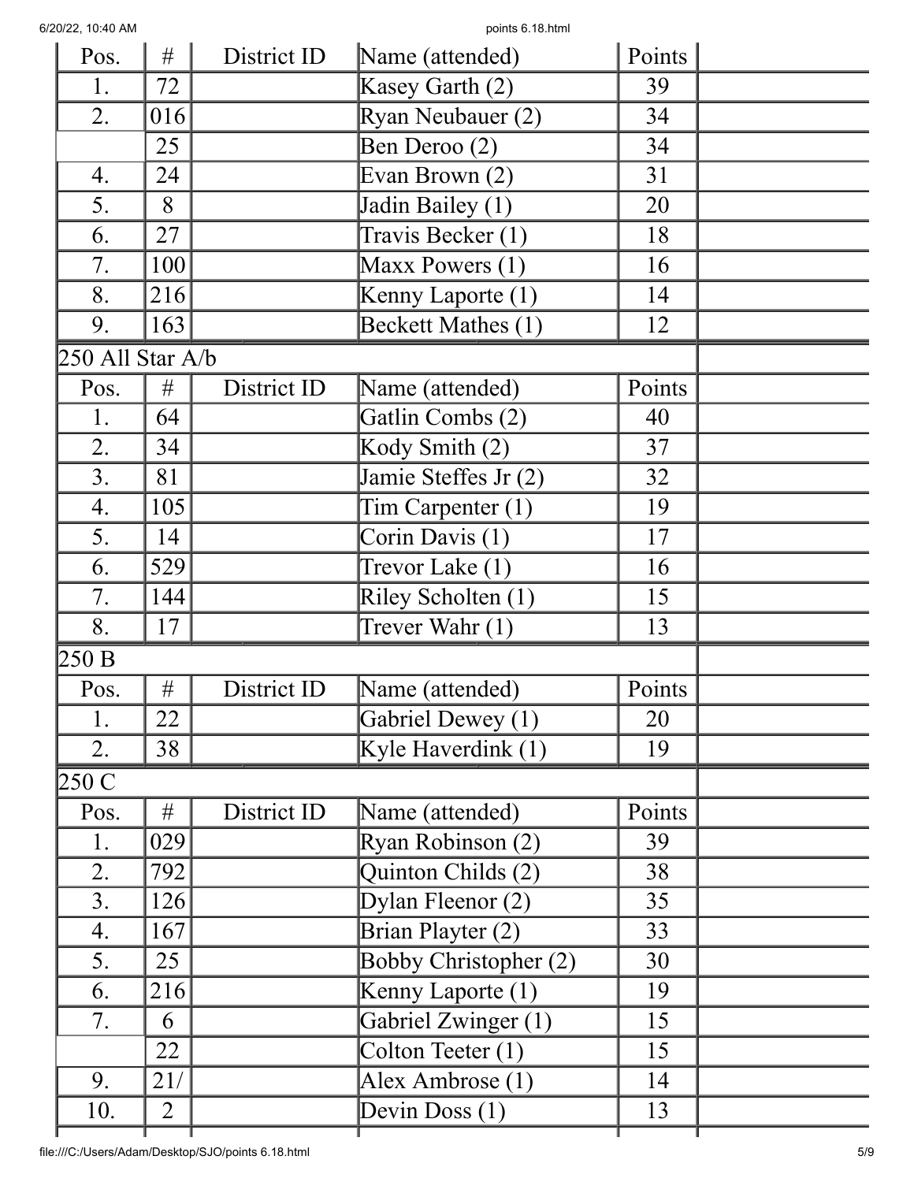| Pos. | # | District ID | Name (attended) | Points |
|---|---|---|---|---|
| 1. | 72 | | Kasey Garth (2) | 39 |
| 2. | 016 | | Ryan Neubauer (2) | 34 |
| | 25 | | Ben Deroo (2) | 34 |
| 4. | 24 | | Evan Brown (2) | 31 |
| 5. | 8 | | Jadin Bailey (1) | 20 |
| 6. | 27 | | Travis Becker (1) | 18 |
| 7. | 100 | | Maxx Powers (1) | 16 |
| 8. | 216 | | Kenny Laporte (1) | 14 |
| 9. | 163 | | Beckett Mathes (1) | 12 |

250 All Star A/b

| Pos. | # | District ID | Name (attended) | Points |
|---|---|---|---|---|
| 1. | 64 | | Gatlin Combs (2) | 40 |
| 2. | 34 | | Kody Smith (2) | 37 |
| 3. | 81 | | Jamie Steffes Jr (2) | 32 |
| 4. | 105 | | Tim Carpenter (1) | 19 |
| 5. | 14 | | Corin Davis (1) | 17 |
| 6. | 529 | | Trevor Lake (1) | 16 |
| 7. | 144 | | Riley Scholten (1) | 15 |
| 8. | 17 | | Trever Wahr (1) | 13 |

250 B

| Pos. | # | District ID | Name (attended) | Points |
|---|---|---|---|---|
| 1. | 22 | | Gabriel Dewey (1) | 20 |
| 2. | 38 | | Kyle Haverdink (1) | 19 |

250 C

| Pos. | # | District ID | Name (attended) | Points |
|---|---|---|---|---|
| 1. | 029 | | Ryan Robinson (2) | 39 |
| 2. | 792 | | Quinton Childs (2) | 38 |
| 3. | 126 | | Dylan Fleenor (2) | 35 |
| 4. | 167 | | Brian Playter (2) | 33 |
| 5. | 25 | | Bobby Christopher (2) | 30 |
| 6. | 216 | | Kenny Laporte (1) | 19 |
| 7. | 6 | | Gabriel Zwinger (1) | 15 |
| | 22 | | Colton Teeter (1) | 15 |
| 9. | 21/ | | Alex Ambrose (1) | 14 |
| 10. | 2 | | Devin Doss (1) | 13 |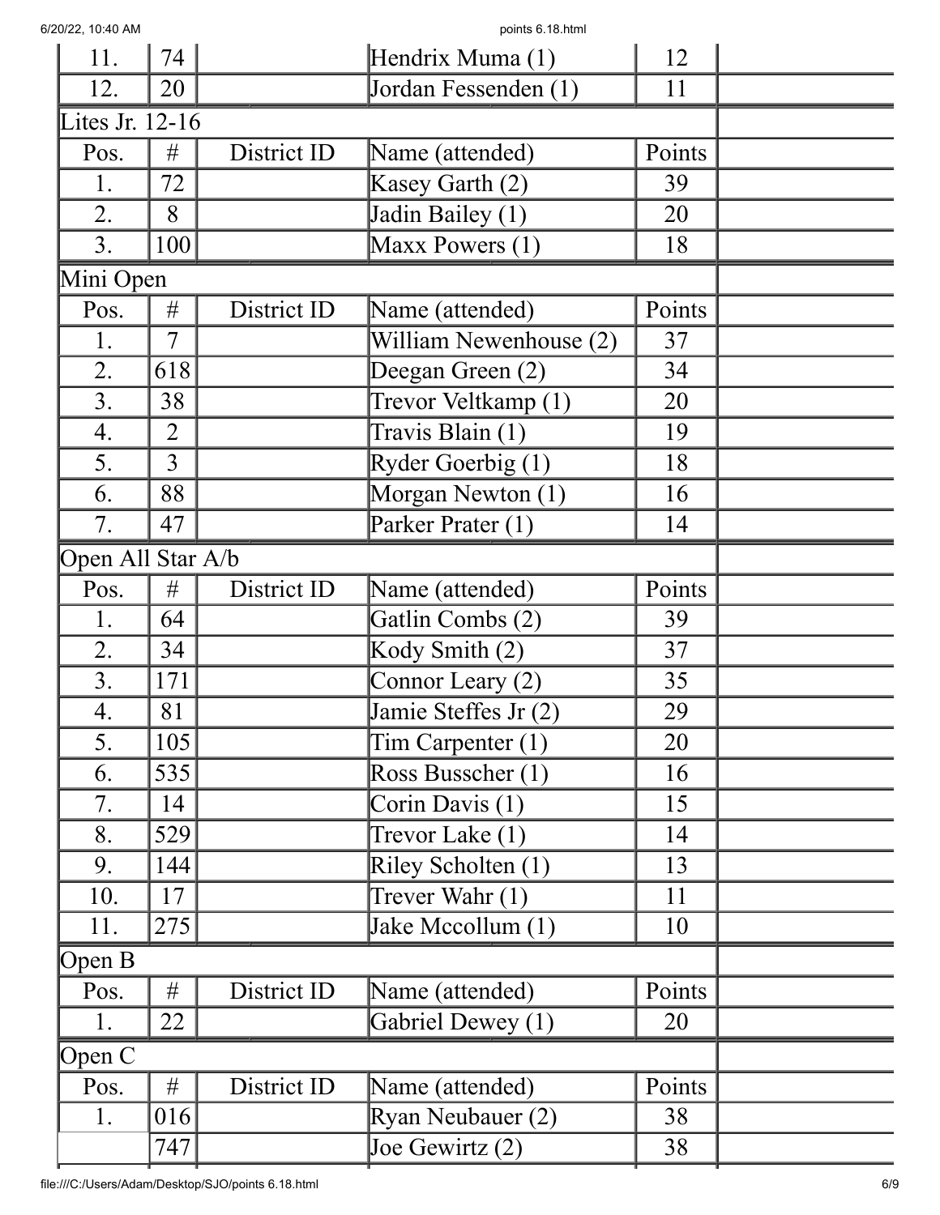| | | | | | |
|---|---|---|---|---|---|
| 11. | 74 | | Hendrix Muma (1) | 12 | |
| 12. | 20 | | Jordan Fessenden (1) | 11 | |

Lites Jr. 12-16

| Pos. | # | District ID | Name (attended) | Points | |
|---|---|---|---|---|---|
| 1. | 72 | | Kasey Garth (2) | 39 | |
| 2. | 8 | | Jadin Bailey (1) | 20 | |
| 3. | 100 | | Maxx Powers (1) | 18 | |

Mini Open

| Pos. | # | District ID | Name (attended) | Points | |
|---|---|---|---|---|---|
| 1. | 7 | | William Newenhouse (2) | 37 | |
| 2. | 618 | | Deegan Green (2) | 34 | |
| 3. | 38 | | Trevor Veltkamp (1) | 20 | |
| 4. | 2 | | Travis Blain (1) | 19 | |
| 5. | 3 | | Ryder Goerbig (1) | 18 | |
| 6. | 88 | | Morgan Newton (1) | 16 | |
| 7. | 47 | | Parker Prater (1) | 14 | |

Open All Star A/b

| Pos. | # | District ID | Name (attended) | Points | |
|---|---|---|---|---|---|
| 1. | 64 | | Gatlin Combs (2) | 39 | |
| 2. | 34 | | Kody Smith (2) | 37 | |
| 3. | 171 | | Connor Leary (2) | 35 | |
| 4. | 81 | | Jamie Steffes Jr (2) | 29 | |
| 5. | 105 | | Tim Carpenter (1) | 20 | |
| 6. | 535 | | Ross Busscher (1) | 16 | |
| 7. | 14 | | Corin Davis (1) | 15 | |
| 8. | 529 | | Trevor Lake (1) | 14 | |
| 9. | 144 | | Riley Scholten (1) | 13 | |
| 10. | 17 | | Trever Wahr (1) | 11 | |
| 11. | 275 | | Jake Mccollum (1) | 10 | |

Open B

| Pos. | # | District ID | Name (attended) | Points | |
|---|---|---|---|---|---|
| 1. | 22 | | Gabriel Dewey (1) | 20 | |

Open C

| Pos. | # | District ID | Name (attended) | Points | |
|---|---|---|---|---|---|
| 1. | 016 | | Ryan Neubauer (2) | 38 | |
| | 747 | | Joe Gewirtz (2) | 38 | |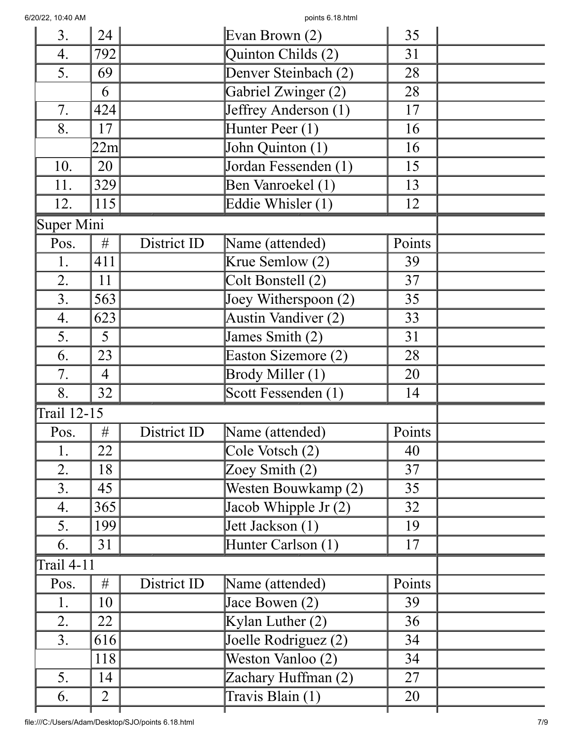| Pos. | # | District ID | Name (attended) | Points | |
|---|---|---|---|---|---|
| 3. | 24 | | Evan Brown (2) | 35 | |
| 4. | 792 | | Quinton Childs (2) | 31 | |
| 5. | 69 | | Denver Steinbach (2) | 28 | |
| | 6 | | Gabriel Zwinger (2) | 28 | |
| 7. | 424 | | Jeffrey Anderson (1) | 17 | |
| 8. | 17 | | Hunter Peer (1) | 16 | |
| | 22m | | John Quinton (1) | 16 | |
| 10. | 20 | | Jordan Fessenden (1) | 15 | |
| 11. | 329 | | Ben Vanroekel (1) | 13 | |
| 12. | 115 | | Eddie Whisler (1) | 12 | |

**Super Mini**

| Pos. | # | District ID | Name (attended) | Points | |
|---|---|---|---|---|---|
| 1. | 411 | | Krue Semlow (2) | 39 | |
| 2. | 11 | | Colt Bonstell (2) | 37 | |
| 3. | 563 | | Joey Witherspoon (2) | 35 | |
| 4. | 623 | | Austin Vandiver (2) | 33 | |
| 5. | 5 | | James Smith (2) | 31 | |
| 6. | 23 | | Easton Sizemore (2) | 28 | |
| 7. | 4 | | Brody Miller (1) | 20 | |
| 8. | 32 | | Scott Fessenden (1) | 14 | |

**Trail 12-15**

| Pos. | # | District ID | Name (attended) | Points | |
|---|---|---|---|---|---|
| 1. | 22 | | Cole Votsch (2) | 40 | |
| 2. | 18 | | Zoey Smith (2) | 37 | |
| 3. | 45 | | Westen Bouwkamp (2) | 35 | |
| 4. | 365 | | Jacob Whipple Jr (2) | 32 | |
| 5. | 199 | | Jett Jackson (1) | 19 | |
| 6. | 31 | | Hunter Carlson (1) | 17 | |

**Trail 4-11**

| Pos. | # | District ID | Name (attended) | Points | |
|---|---|---|---|---|---|
| 1. | 10 | | Jace Bowen (2) | 39 | |
| 2. | 22 | | Kylan Luther (2) | 36 | |
| 3. | 616 | | Joelle Rodriguez (2) | 34 | |
| | 118 | | Weston Vanloo (2) | 34 | |
| 5. | 14 | | Zachary Huffman (2) | 27 | |
| 6. | 2 | | Travis Blain (1) | 20 | |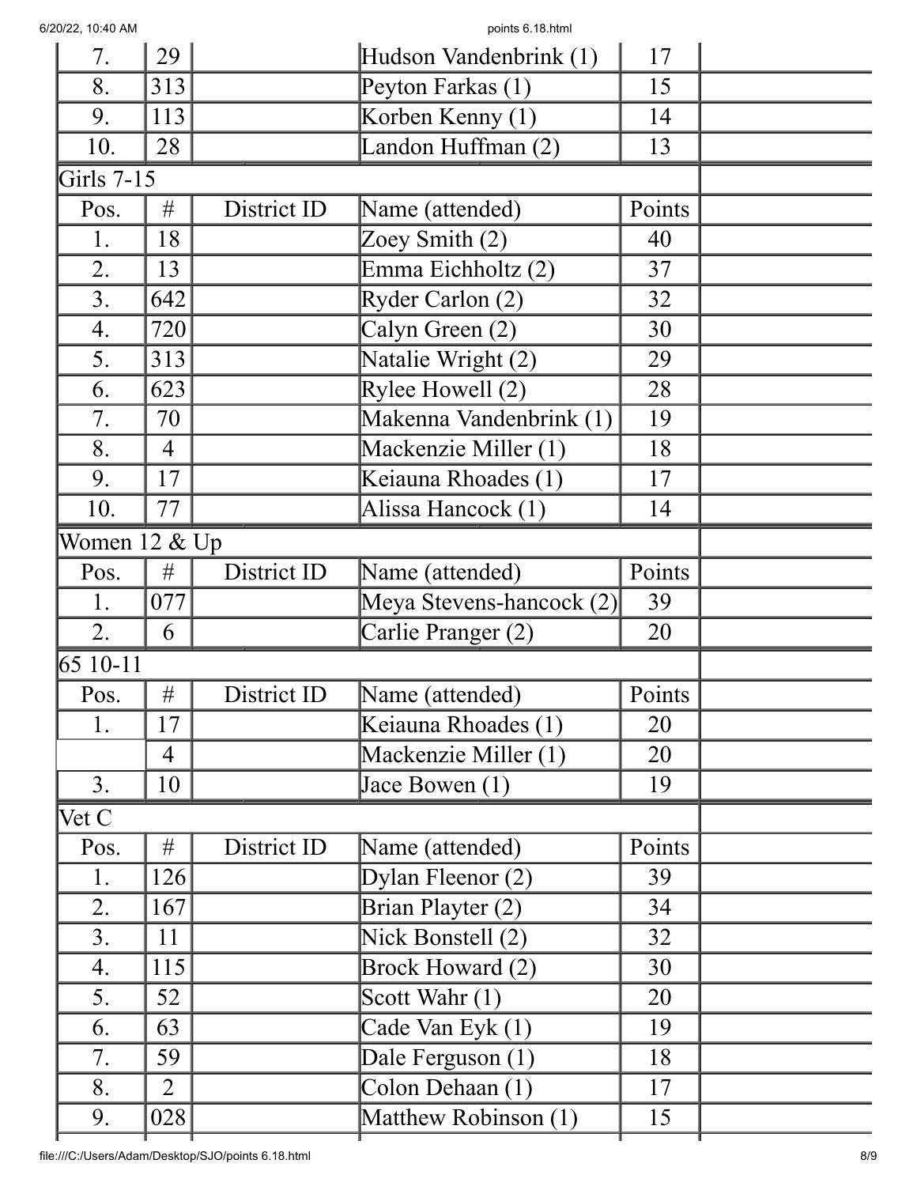| Pos. | # | District ID | Name (attended) | Points | |
|---|---|---|---|---|---|
| 7. | 29 | | Hudson Vandenbrink (1) | 17 | |
| 8. | 313 | | Peyton Farkas (1) | 15 | |
| 9. | 113 | | Korben Kenny (1) | 14 | |
| 10. | 28 | | Landon Huffman (2) | 13 | |

Girls 7-15

| Pos. | # | District ID | Name (attended) | Points | |
|---|---|---|---|---|---|
| 1. | 18 | | Zoey Smith (2) | 40 | |
| 2. | 13 | | Emma Eichholtz (2) | 37 | |
| 3. | 642 | | Ryder Carlon (2) | 32 | |
| 4. | 720 | | Calyn Green (2) | 30 | |
| 5. | 313 | | Natalie Wright (2) | 29 | |
| 6. | 623 | | Rylee Howell (2) | 28 | |
| 7. | 70 | | Makenna Vandenbrink (1) | 19 | |
| 8. | 4 | | Mackenzie Miller (1) | 18 | |
| 9. | 17 | | Keiauna Rhoades (1) | 17 | |
| 10. | 77 | | Alissa Hancock (1) | 14 | |

Women 12 & Up

| Pos. | # | District ID | Name (attended) | Points | |
|---|---|---|---|---|---|
| 1. | 077 | | Meya Stevens-hancock (2) | 39 | |
| 2. | 6 | | Carlie Pranger (2) | 20 | |

65 10-11

| Pos. | # | District ID | Name (attended) | Points | |
|---|---|---|---|---|---|
| 1. | 17 | | Keiauna Rhoades (1) | 20 | |
| | 4 | | Mackenzie Miller (1) | 20 | |
| 3. | 10 | | Jace Bowen (1) | 19 | |

Vet C

| Pos. | # | District ID | Name (attended) | Points | |
|---|---|---|---|---|---|
| 1. | 126 | | Dylan Fleenor (2) | 39 | |
| 2. | 167 | | Brian Playter (2) | 34 | |
| 3. | 11 | | Nick Bonstell (2) | 32 | |
| 4. | 115 | | Brock Howard (2) | 30 | |
| 5. | 52 | | Scott Wahr (1) | 20 | |
| 6. | 63 | | Cade Van Eyk (1) | 19 | |
| 7. | 59 | | Dale Ferguson (1) | 18 | |
| 8. | 2 | | Colon Dehaan (1) | 17 | |
| 9. | 028 | | Matthew Robinson (1) | 15 | |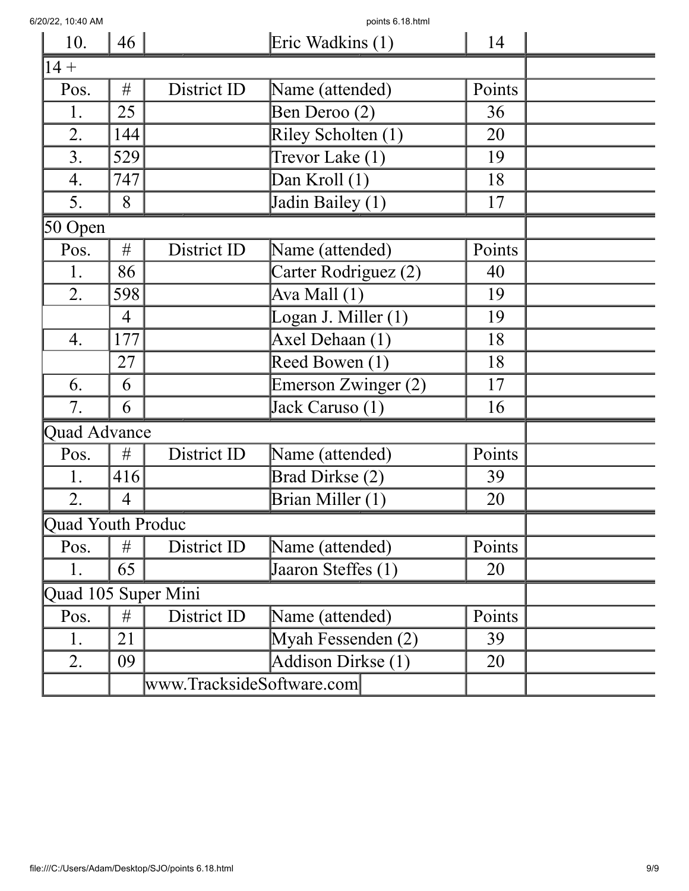| Pos. | # | District ID | Name (attended) | Points | |
|---|---|---|---|---|---|
| 10. | 46 | | Eric Wadkins (1) | 14 | |
| 14 + | | | | | |
| Pos. | # | District ID | Name (attended) | Points | |
| 1. | 25 | | Ben Deroo (2) | 36 | |
| 2. | 144 | | Riley Scholten (1) | 20 | |
| 3. | 529 | | Trevor Lake (1) | 19 | |
| 4. | 747 | | Dan Kroll (1) | 18 | |
| 5. | 8 | | Jadin Bailey (1) | 17 | |
| 50 Open | | | | | |
| Pos. | # | District ID | Name (attended) | Points | |
| 1. | 86 | | Carter Rodriguez (2) | 40 | |
| 2. | 598 | | Ava Mall (1) | 19 | |
| | 4 | | Logan J. Miller (1) | 19 | |
| 4. | 177 | | Axel Dehaan (1) | 18 | |
| | 27 | | Reed Bowen (1) | 18 | |
| 6. | 6 | | Emerson Zwinger (2) | 17 | |
| 7. | 6 | | Jack Caruso (1) | 16 | |
| Quad Advance | | | | | |
| Pos. | # | District ID | Name (attended) | Points | |
| 1. | 416 | | Brad Dirkse (2) | 39 | |
| 2. | 4 | | Brian Miller (1) | 20 | |
| Quad Youth Produc | | | | | |
| Pos. | # | District ID | Name (attended) | Points | |
| 1. | 65 | | Jaaron Steffes (1) | 20 | |
| Quad 105 Super Mini | | | | | |
| Pos. | # | District ID | Name (attended) | Points | |
| 1. | 21 | | Myah Fessenden (2) | 39 | |
| 2. | 09 | | Addison Dirkse (1) | 20 | |
| | | www.TracksideSoftware.com | | | |